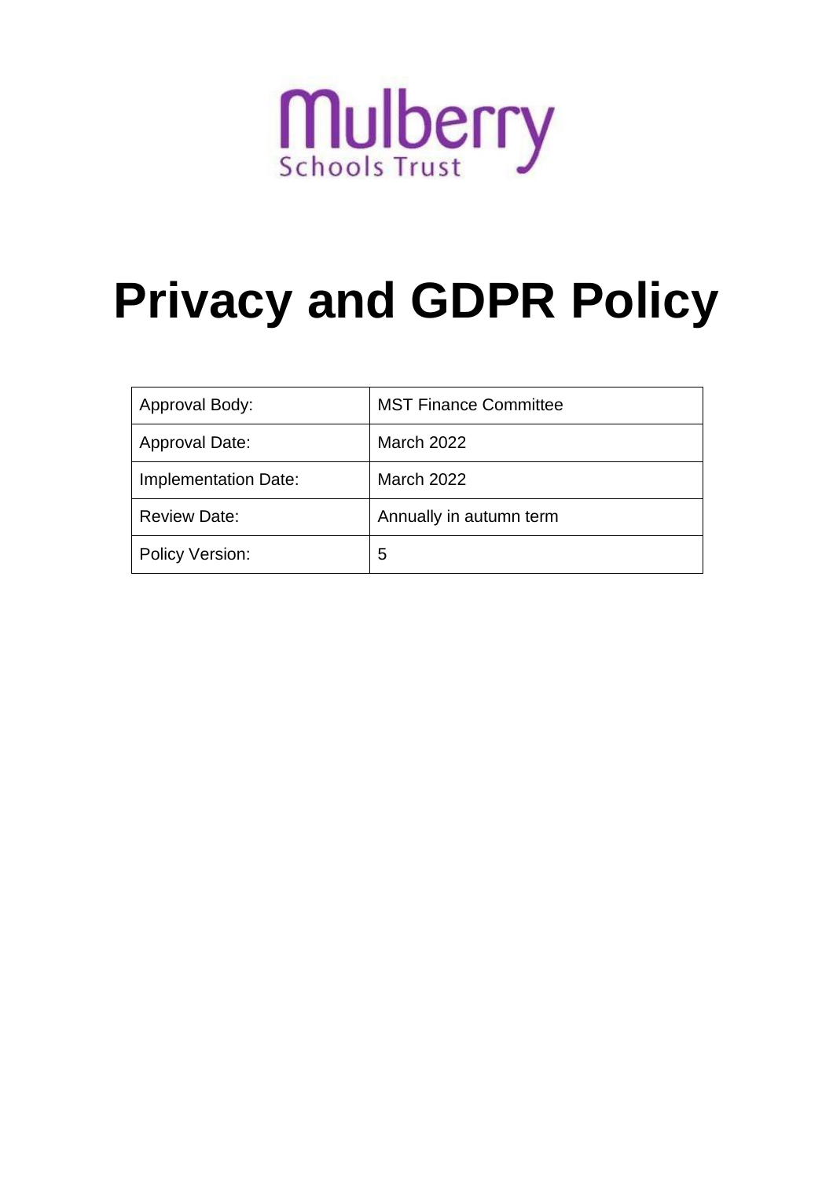Mulberry Schools Trust

# Privacy and GDPR Policy

| Approval Body: | MST Finance Committee |
| --- | --- |
| Approval Date: | March 2022 |
| Implementation Date: | March 2022 |
| Review Date: | Annually in autumn term |
| Policy Version: | 5 |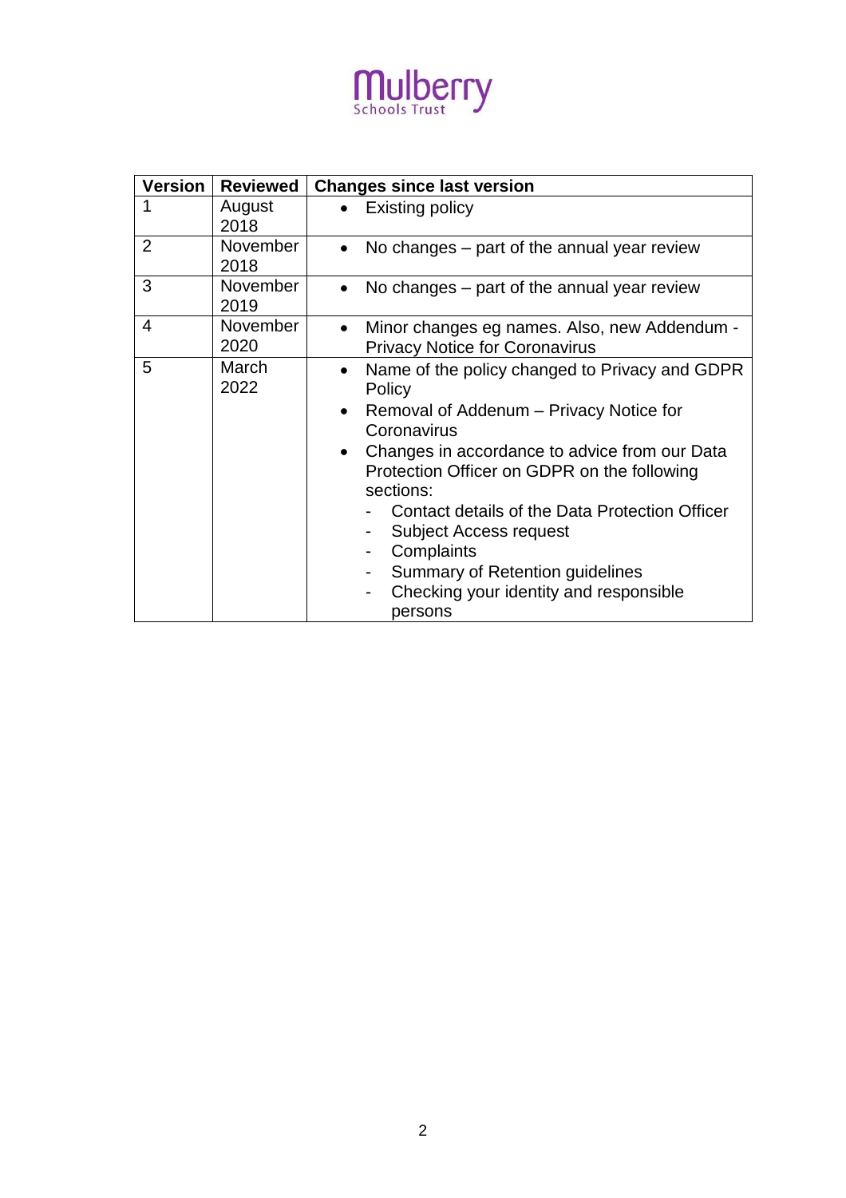Mulberry Schools Trust

| Version | Reviewed | Changes since last version |
|---|---|---|
| 1 | August 2018 | • Existing policy |
| 2 | November 2018 | • No changes – part of the annual year review |
| 3 | November 2019 | • No changes – part of the annual year review |
| 4 | November 2020 | • Minor changes eg names. Also, new Addendum - Privacy Notice for Coronavirus |
| 5 | March 2022 | • Name of the policy changed to Privacy and GDPR Policy<br>• Removal of Addenum – Privacy Notice for Coronavirus<br>• Changes in accordance to advice from our Data Protection Officer on GDPR on the following sections:<br>- Contact details of the Data Protection Officer<br>- Subject Access request<br>- Complaints<br>- Summary of Retention guidelines<br>- Checking your identity and responsible persons |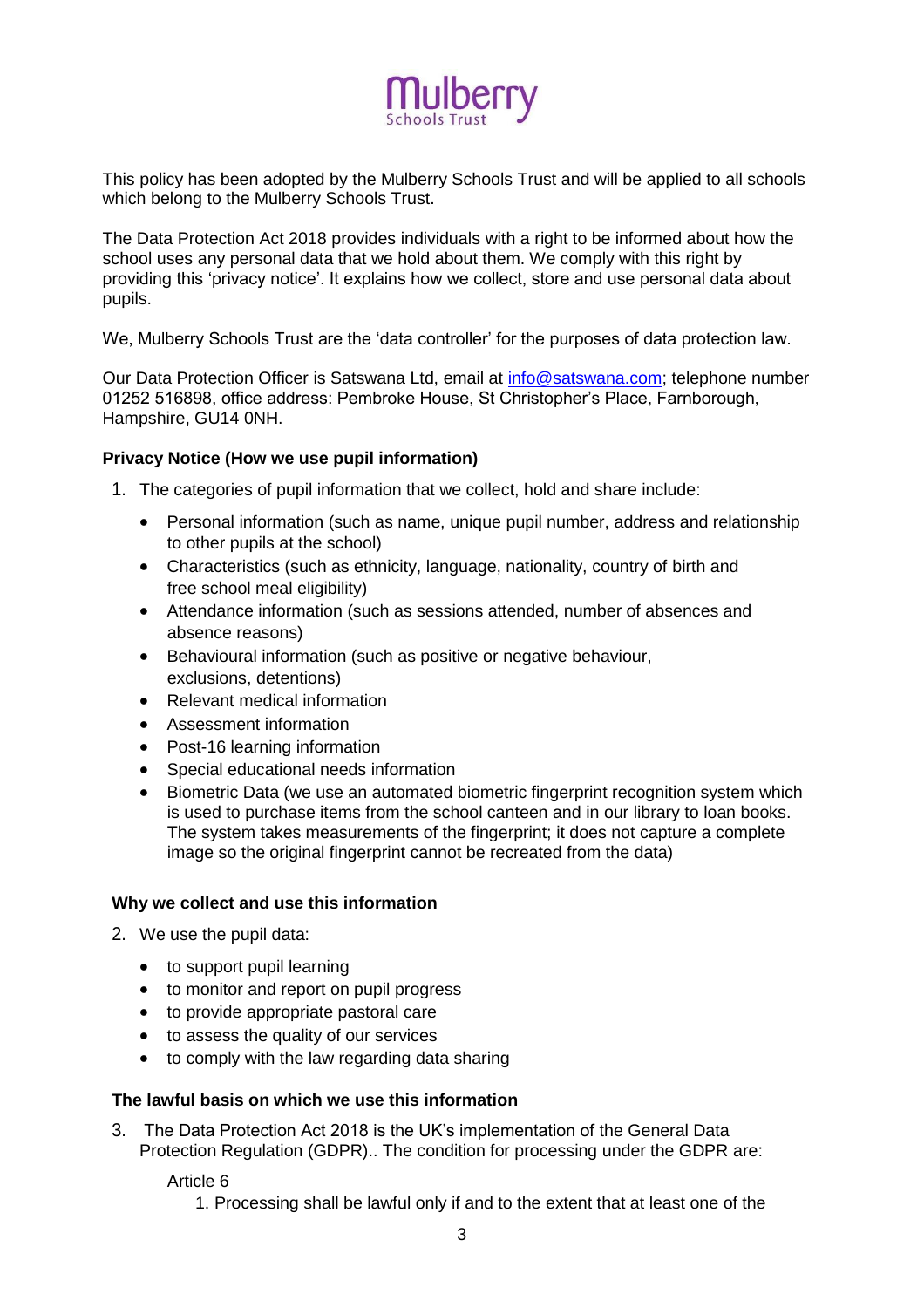Mulberry Schools Trust

This policy has been adopted by the Mulberry Schools Trust and will be applied to all schools which belong to the Mulberry Schools Trust.

The Data Protection Act 2018 provides individuals with a right to be informed about how the school uses any personal data that we hold about them. We comply with this right by providing this 'privacy notice'. It explains how we collect, store and use personal data about pupils.

We, Mulberry Schools Trust are the 'data controller' for the purposes of data protection law.

Our Data Protection Officer is Satswana Ltd, email at info@satswana.com; telephone number 01252 516898, office address: Pembroke House, St Christopher's Place, Farnborough, Hampshire, GU14 0NH.

**Privacy Notice (How we use pupil information)**

1. The categories of pupil information that we collect, hold and share include:

    - Personal information (such as name, unique pupil number, address and relationship to other pupils at the school)
    - Characteristics (such as ethnicity, language, nationality, country of birth and free school meal eligibility)
    - Attendance information (such as sessions attended, number of absences and absence reasons)
    - Behavioural information (such as positive or negative behaviour, exclusions, detentions)
    - Relevant medical information
    - Assessment information
    - Post-16 learning information
    - Special educational needs information
    - Biometric Data (we use an automated biometric fingerprint recognition system which is used to purchase items from the school canteen and in our library to loan books. The system takes measurements of the fingerprint; it does not capture a complete image so the original fingerprint cannot be recreated from the data)

**Why we collect and use this information**

2. We use the pupil data:

    - to support pupil learning
    - to monitor and report on pupil progress
    - to provide appropriate pastoral care
    - to assess the quality of our services
    - to comply with the law regarding data sharing

**The lawful basis on which we use this information**

3. The Data Protection Act 2018 is the UK's implementation of the General Data Protection Regulation (GDPR).. The condition for processing under the GDPR are:

    Article 6

    1. Processing shall be lawful only if and to the extent that at least one of the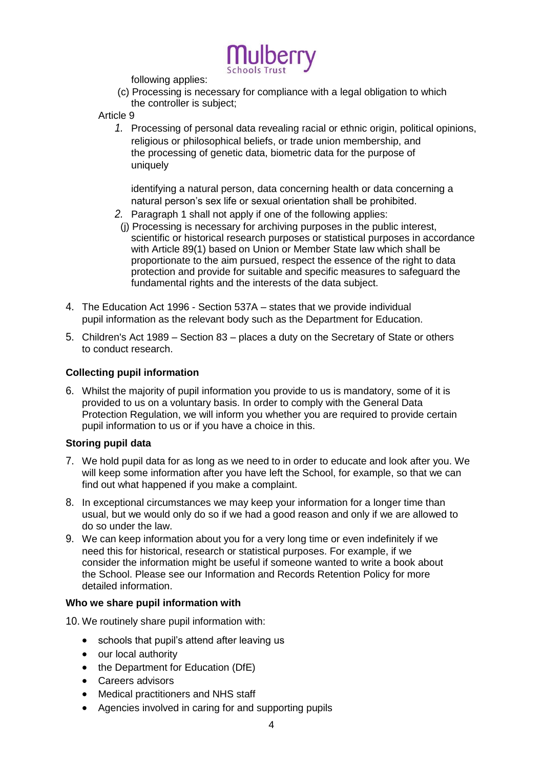following applies:

(c) Processing is necessary for compliance with a legal obligation to which the controller is subject;

Article 9

1. Processing of personal data revealing racial or ethnic origin, political opinions, religious or philosophical beliefs, or trade union membership, and the processing of genetic data, biometric data for the purpose of uniquely

   identifying a natural person, data concerning health or data concerning a natural person's sex life or sexual orientation shall be prohibited.

2. Paragraph 1 shall not apply if one of the following applies:

   (j) Processing is necessary for archiving purposes in the public interest, scientific or historical research purposes or statistical purposes in accordance with Article 89(1) based on Union or Member State law which shall be proportionate to the aim pursued, respect the essence of the right to data protection and provide for suitable and specific measures to safeguard the fundamental rights and the interests of the data subject.

4. The Education Act 1996 - Section 537A – states that we provide individual pupil information as the relevant body such as the Department for Education.

5. Children's Act 1989 – Section 83 – places a duty on the Secretary of State or others to conduct research.

**Collecting pupil information**

6. Whilst the majority of pupil information you provide to us is mandatory, some of it is provided to us on a voluntary basis. In order to comply with the General Data Protection Regulation, we will inform you whether you are required to provide certain pupil information to us or if you have a choice in this.

**Storing pupil data**

7. We hold pupil data for as long as we need to in order to educate and look after you. We will keep some information after you have left the School, for example, so that we can find out what happened if you make a complaint.

8. In exceptional circumstances we may keep your information for a longer time than usual, but we would only do so if we had a good reason and only if we are allowed to do so under the law.

9. We can keep information about you for a very long time or even indefinitely if we need this for historical, research or statistical purposes. For example, if we consider the information might be useful if someone wanted to write a book about the School. Please see our Information and Records Retention Policy for more detailed information.

**Who we share pupil information with**

10. We routinely share pupil information with:

- schools that pupil's attend after leaving us
- our local authority
- the Department for Education (DfE)
- Careers advisors
- Medical practitioners and NHS staff
- Agencies involved in caring for and supporting pupils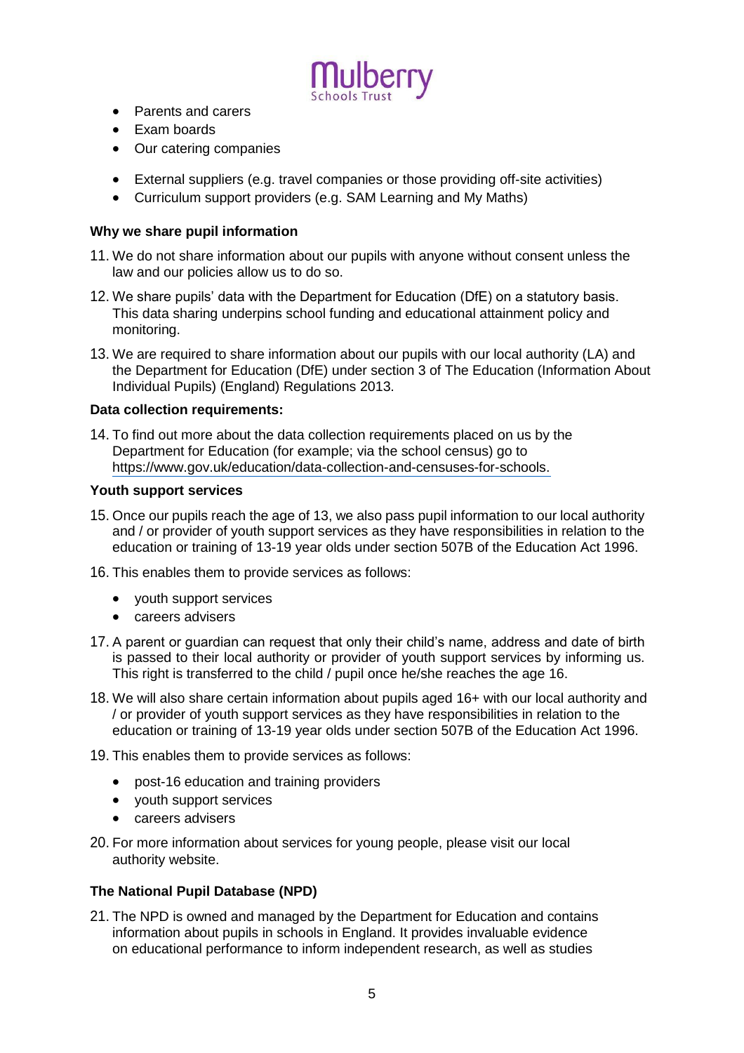- Parents and carers
- Exam boards
- Our catering companies

- External suppliers (e.g. travel companies or those providing off-site activities)
- Curriculum support providers (e.g. SAM Learning and My Maths)

**Why we share pupil information**

11. We do not share information about our pupils with anyone without consent unless the law and our policies allow us to do so.

12. We share pupils' data with the Department for Education (DfE) on a statutory basis. This data sharing underpins school funding and educational attainment policy and monitoring.

13. We are required to share information about our pupils with our local authority (LA) and the Department for Education (DfE) under section 3 of The Education (Information About Individual Pupils) (England) Regulations 2013.

**Data collection requirements:**

14. To find out more about the data collection requirements placed on us by the Department for Education (for example; via the school census) go to https://www.gov.uk/education/data-collection-and-censuses-for-schools.

**Youth support services**

15. Once our pupils reach the age of 13, we also pass pupil information to our local authority and / or provider of youth support services as they have responsibilities in relation to the education or training of 13-19 year olds under section 507B of the Education Act 1996.

16. This enables them to provide services as follows:
    - youth support services
    - careers advisers

17. A parent or guardian can request that only their child's name, address and date of birth is passed to their local authority or provider of youth support services by informing us. This right is transferred to the child / pupil once he/she reaches the age 16.

18. We will also share certain information about pupils aged 16+ with our local authority and / or provider of youth support services as they have responsibilities in relation to the education or training of 13-19 year olds under section 507B of the Education Act 1996.

19. This enables them to provide services as follows:
    - post-16 education and training providers
    - youth support services
    - careers advisers

20. For more information about services for young people, please visit our local authority website.

**The National Pupil Database (NPD)**

21. The NPD is owned and managed by the Department for Education and contains information about pupils in schools in England. It provides invaluable evidence on educational performance to inform independent research, as well as studies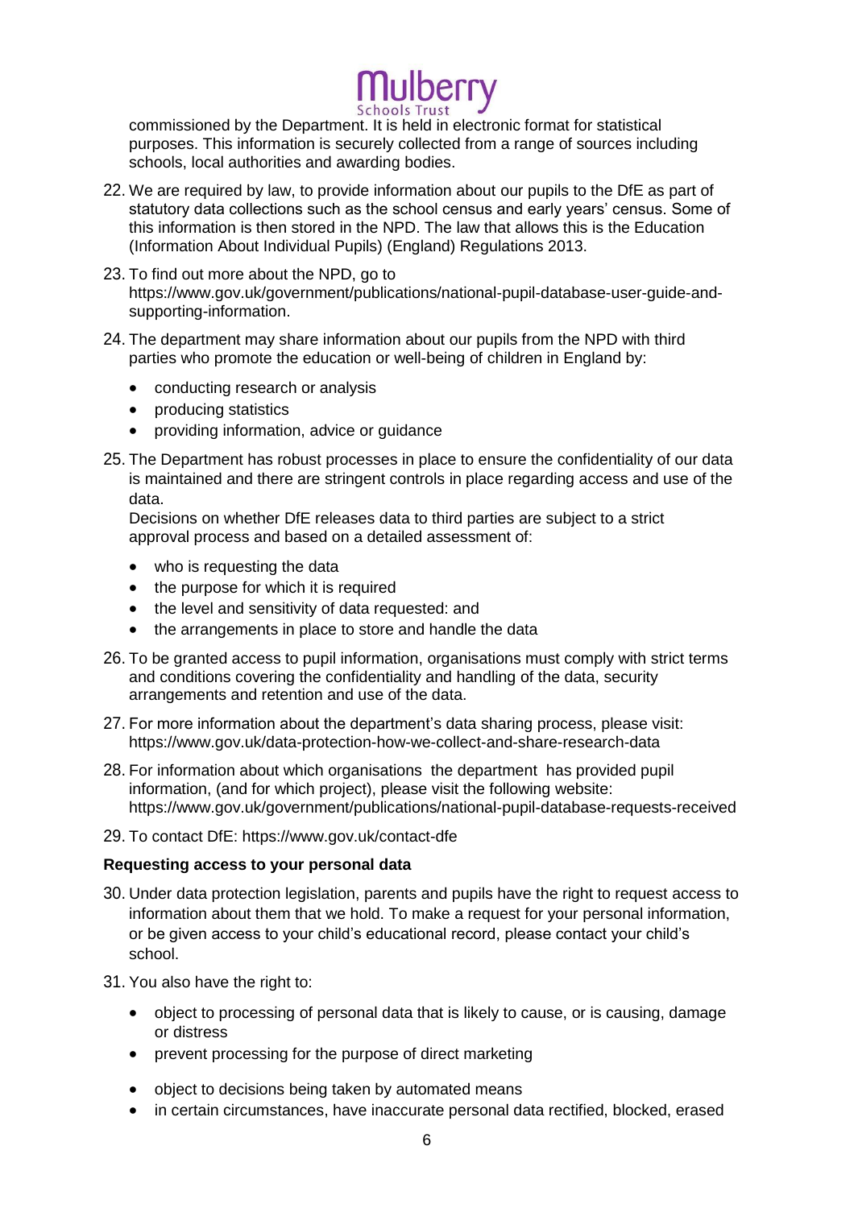commissioned by the Department. It is held in electronic format for statistical purposes. This information is securely collected from a range of sources including schools, local authorities and awarding bodies.

22. We are required by law, to provide information about our pupils to the DfE as part of statutory data collections such as the school census and early years' census. Some of this information is then stored in the NPD. The law that allows this is the Education (Information About Individual Pupils) (England) Regulations 2013.

23. To find out more about the NPD, go to https://www.gov.uk/government/publications/national-pupil-database-user-guide-and-supporting-information.

24. The department may share information about our pupils from the NPD with third parties who promote the education or well-being of children in England by:

    - conducting research or analysis
    - producing statistics
    - providing information, advice or guidance

25. The Department has robust processes in place to ensure the confidentiality of our data is maintained and there are stringent controls in place regarding access and use of the data.
    Decisions on whether DfE releases data to third parties are subject to a strict approval process and based on a detailed assessment of:

    - who is requesting the data
    - the purpose for which it is required
    - the level and sensitivity of data requested: and
    - the arrangements in place to store and handle the data

26. To be granted access to pupil information, organisations must comply with strict terms and conditions covering the confidentiality and handling of the data, security arrangements and retention and use of the data.

27. For more information about the department's data sharing process, please visit: https://www.gov.uk/data-protection-how-we-collect-and-share-research-data

28. For information about which organisations the department has provided pupil information, (and for which project), please visit the following website: https://www.gov.uk/government/publications/national-pupil-database-requests-received

29. To contact DfE: https://www.gov.uk/contact-dfe

**Requesting access to your personal data**

30. Under data protection legislation, parents and pupils have the right to request access to information about them that we hold. To make a request for your personal information, or be given access to your child's educational record, please contact your child's school.

31. You also have the right to:

    - object to processing of personal data that is likely to cause, or is causing, damage or distress
    - prevent processing for the purpose of direct marketing
    - object to decisions being taken by automated means
    - in certain circumstances, have inaccurate personal data rectified, blocked, erased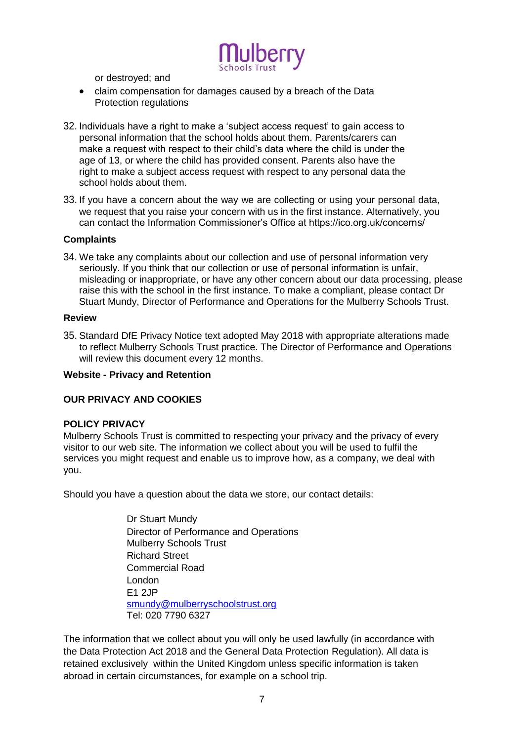or destroyed; and

- claim compensation for damages caused by a breach of the Data Protection regulations

32. Individuals have a right to make a 'subject access request' to gain access to personal information that the school holds about them. Parents/carers can make a request with respect to their child's data where the child is under the age of 13, or where the child has provided consent. Parents also have the right to make a subject access request with respect to any personal data the school holds about them.

33. If you have a concern about the way we are collecting or using your personal data, we request that you raise your concern with us in the first instance. Alternatively, you can contact the Information Commissioner's Office at https://ico.org.uk/concerns/

**Complaints**

34. We take any complaints about our collection and use of personal information very seriously. If you think that our collection or use of personal information is unfair, misleading or inappropriate, or have any other concern about our data processing, please raise this with the school in the first instance. To make a compliant, please contact Dr Stuart Mundy, Director of Performance and Operations for the Mulberry Schools Trust.

**Review**

35. Standard DfE Privacy Notice text adopted May 2018 with appropriate alterations made to reflect Mulberry Schools Trust practice. The Director of Performance and Operations will review this document every 12 months.

**Website - Privacy and Retention**

**OUR PRIVACY AND COOKIES**

**POLICY PRIVACY**

Mulberry Schools Trust is committed to respecting your privacy and the privacy of every visitor to our web site. The information we collect about you will be used to fulfil the services you might request and enable us to improve how, as a company, we deal with you.

Should you have a question about the data we store, our contact details:

Dr Stuart Mundy
Director of Performance and Operations
Mulberry Schools Trust
Richard Street
Commercial Road
London
E1 2JP
smundy@mulberryschoolstrust.org
Tel: 020 7790 6327

The information that we collect about you will only be used lawfully (in accordance with the Data Protection Act 2018 and the General Data Protection Regulation). All data is retained exclusively within the United Kingdom unless specific information is taken abroad in certain circumstances, for example on a school trip.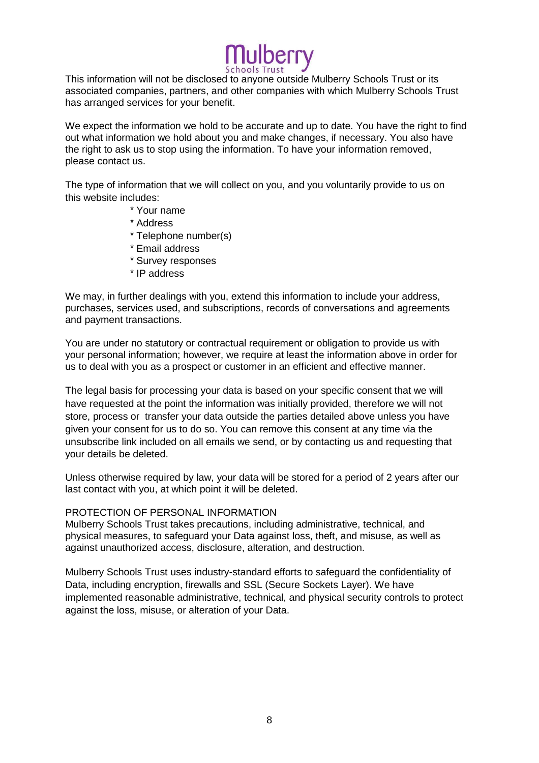This information will not be disclosed to anyone outside Mulberry Schools Trust or its associated companies, partners, and other companies with which Mulberry Schools Trust has arranged services for your benefit.

We expect the information we hold to be accurate and up to date. You have the right to find out what information we hold about you and make changes, if necessary. You also have the right to ask us to stop using the information. To have your information removed, please contact us.

The type of information that we will collect on you, and you voluntarily provide to us on this website includes:

* Your name
* Address
* Telephone number(s)
* Email address
* Survey responses
* IP address

We may, in further dealings with you, extend this information to include your address, purchases, services used, and subscriptions, records of conversations and agreements and payment transactions.

You are under no statutory or contractual requirement or obligation to provide us with your personal information; however, we require at least the information above in order for us to deal with you as a prospect or customer in an efficient and effective manner.

The legal basis for processing your data is based on your specific consent that we will have requested at the point the information was initially provided, therefore we will not store, process or transfer your data outside the parties detailed above unless you have given your consent for us to do so. You can remove this consent at any time via the unsubscribe link included on all emails we send, or by contacting us and requesting that your details be deleted.

Unless otherwise required by law, your data will be stored for a period of 2 years after our last contact with you, at which point it will be deleted.

PROTECTION OF PERSONAL INFORMATION

Mulberry Schools Trust takes precautions, including administrative, technical, and physical measures, to safeguard your Data against loss, theft, and misuse, as well as against unauthorized access, disclosure, alteration, and destruction.

Mulberry Schools Trust uses industry-standard efforts to safeguard the confidentiality of Data, including encryption, firewalls and SSL (Secure Sockets Layer). We have implemented reasonable administrative, technical, and physical security controls to protect against the loss, misuse, or alteration of your Data.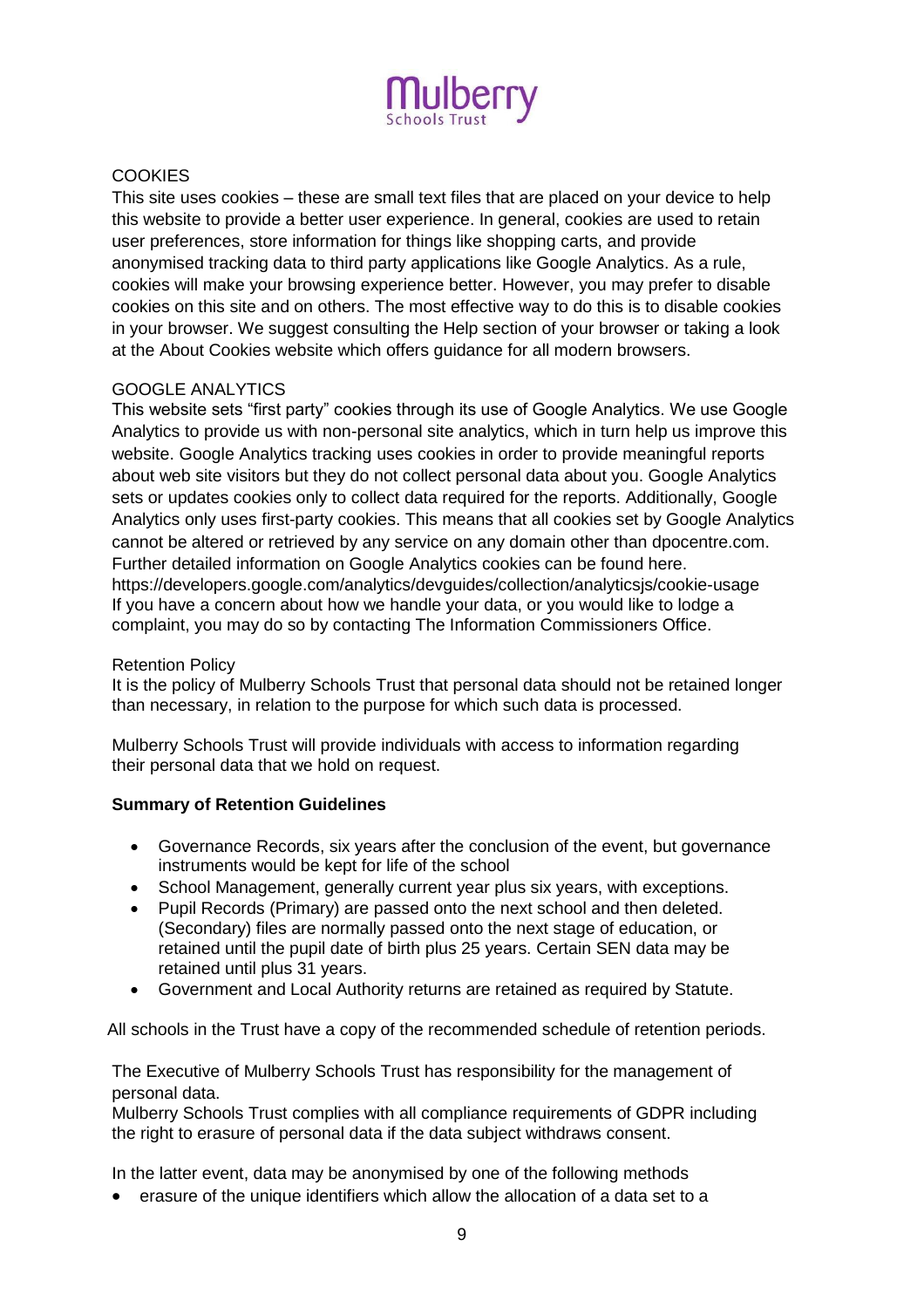COOKIES

This site uses cookies – these are small text files that are placed on your device to help this website to provide a better user experience. In general, cookies are used to retain user preferences, store information for things like shopping carts, and provide anonymised tracking data to third party applications like Google Analytics. As a rule, cookies will make your browsing experience better. However, you may prefer to disable cookies on this site and on others. The most effective way to do this is to disable cookies in your browser. We suggest consulting the Help section of your browser or taking a look at the About Cookies website which offers guidance for all modern browsers.

GOOGLE ANALYTICS

This website sets "first party" cookies through its use of Google Analytics. We use Google Analytics to provide us with non-personal site analytics, which in turn help us improve this website. Google Analytics tracking uses cookies in order to provide meaningful reports about web site visitors but they do not collect personal data about you. Google Analytics sets or updates cookies only to collect data required for the reports. Additionally, Google Analytics only uses first-party cookies. This means that all cookies set by Google Analytics cannot be altered or retrieved by any service on any domain other than dpocentre.com. Further detailed information on Google Analytics cookies can be found here. https://developers.google.com/analytics/devguides/collection/analyticsjs/cookie-usage
If you have a concern about how we handle your data, or you would like to lodge a complaint, you may do so by contacting The Information Commissioners Office.

Retention Policy

It is the policy of Mulberry Schools Trust that personal data should not be retained longer than necessary, in relation to the purpose for which such data is processed.

Mulberry Schools Trust will provide individuals with access to information regarding their personal data that we hold on request.

**Summary of Retention Guidelines**

- Governance Records, six years after the conclusion of the event, but governance instruments would be kept for life of the school
- School Management, generally current year plus six years, with exceptions.
- Pupil Records (Primary) are passed onto the next school and then deleted. (Secondary) files are normally passed onto the next stage of education, or retained until the pupil date of birth plus 25 years. Certain SEN data may be retained until plus 31 years.
- Government and Local Authority returns are retained as required by Statute.

All schools in the Trust have a copy of the recommended schedule of retention periods.

The Executive of Mulberry Schools Trust has responsibility for the management of personal data.
Mulberry Schools Trust complies with all compliance requirements of GDPR including the right to erasure of personal data if the data subject withdraws consent.

In the latter event, data may be anonymised by one of the following methods

- erasure of the unique identifiers which allow the allocation of a data set to a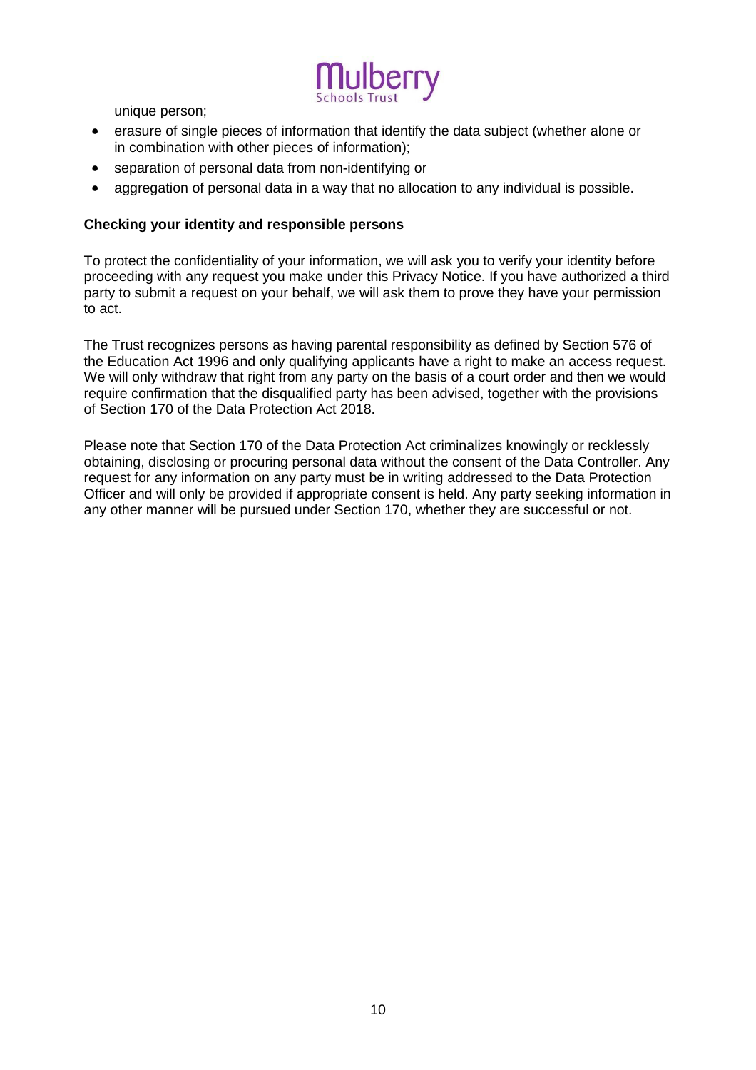unique person;

- erasure of single pieces of information that identify the data subject (whether alone or in combination with other pieces of information);
- separation of personal data from non-identifying or
- aggregation of personal data in a way that no allocation to any individual is possible.

**Checking your identity and responsible persons**

To protect the confidentiality of your information, we will ask you to verify your identity before proceeding with any request you make under this Privacy Notice. If you have authorized a third party to submit a request on your behalf, we will ask them to prove they have your permission to act.

The Trust recognizes persons as having parental responsibility as defined by Section 576 of the Education Act 1996 and only qualifying applicants have a right to make an access request. We will only withdraw that right from any party on the basis of a court order and then we would require confirmation that the disqualified party has been advised, together with the provisions of Section 170 of the Data Protection Act 2018.

Please note that Section 170 of the Data Protection Act criminalizes knowingly or recklessly obtaining, disclosing or procuring personal data without the consent of the Data Controller. Any request for any information on any party must be in writing addressed to the Data Protection Officer and will only be provided if appropriate consent is held. Any party seeking information in any other manner will be pursued under Section 170, whether they are successful or not.